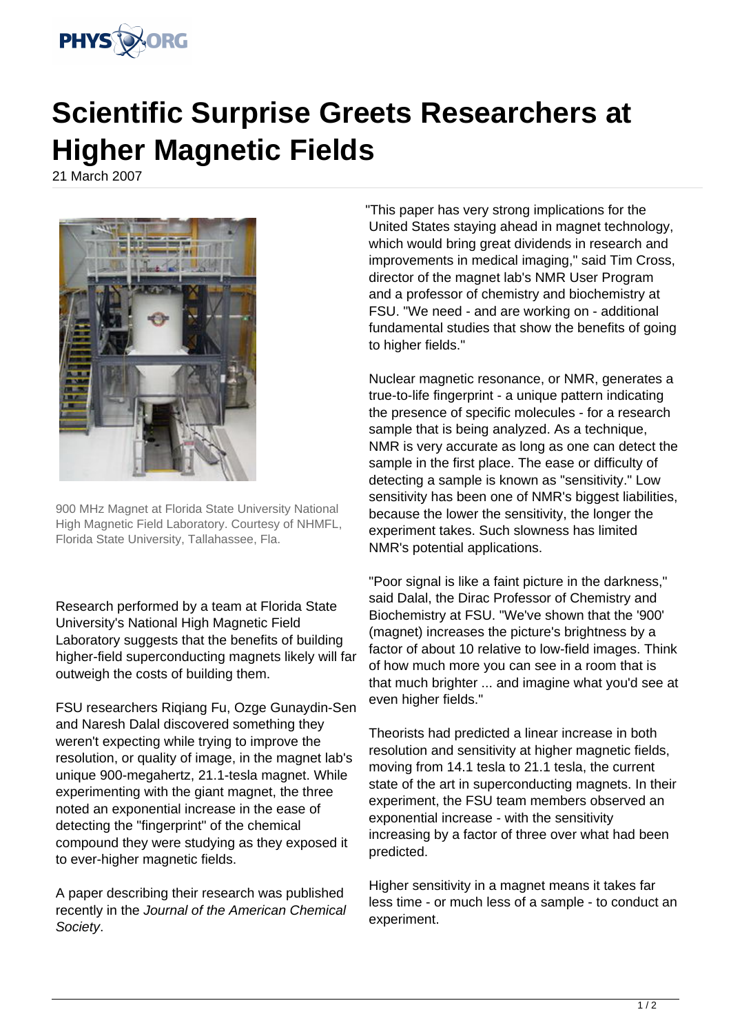# Scientific Surprise Greets Researchers at Higher Magnetic Fields

21 March 2007

900 MHz Magnet at Florida State University National High Magnetic Field Laboratory. Courtesy of NHMFL, Florida State University, Tallahassee, Fla.

Research performed by a team at Florida State University's National High Magnetic Field Laboratory suggests that the benefits of building higher-field superconducting magnets likely will far outweigh the costs of building them.

FSU researchers Riqiang Fu, Ozge Gunaydin-Sen and Naresh Dalal discovered something they weren't expecting while trying to improve the resolution, or quality of image, in the magnet lab's unique 900-megahertz, 21.1-tesla magnet. While experimenting with the giant magnet, the three noted an exponential increase in the ease of detecting the "fingerprint" of the chemical compound they were studying as they exposed it to ever-higher magnetic fields.

A paper describing their research was published recently in the *Journal of the American Chemical Society*.

"This paper has very strong implications for the United States staying ahead in magnet technology, which would bring great dividends in research and improvements in medical imaging," said Tim Cross, director of the magnet lab's NMR User Program and a professor of chemistry and biochemistry at FSU. "We need - and are working on - additional fundamental studies that show the benefits of going to higher fields."

Nuclear magnetic resonance, or NMR, generates a true-to-life fingerprint - a unique pattern indicating the presence of specific molecules - for a research sample that is being analyzed. As a technique, NMR is very accurate as long as one can detect the sample in the first place. The ease or difficulty of detecting a sample is known as "sensitivity." Low sensitivity has been one of NMR's biggest liabilities, because the lower the sensitivity, the longer the experiment takes. Such slowness has limited NMR's potential applications.

"Poor signal is like a faint picture in the darkness," said Dalal, the Dirac Professor of Chemistry and Biochemistry at FSU. "We've shown that the '900' (magnet) increases the picture's brightness by a factor of about 10 relative to low-field images. Think of how much more you can see in a room that is that much brighter ... and imagine what you'd see at even higher fields."

Theorists had predicted a linear increase in both resolution and sensitivity at higher magnetic fields, moving from 14.1 tesla to 21.1 tesla, the current state of the art in superconducting magnets. In their experiment, the FSU team members observed an exponential increase - with the sensitivity increasing by a factor of three over what had been predicted.

Higher sensitivity in a magnet means it takes far less time - or much less of a sample - to conduct an experiment.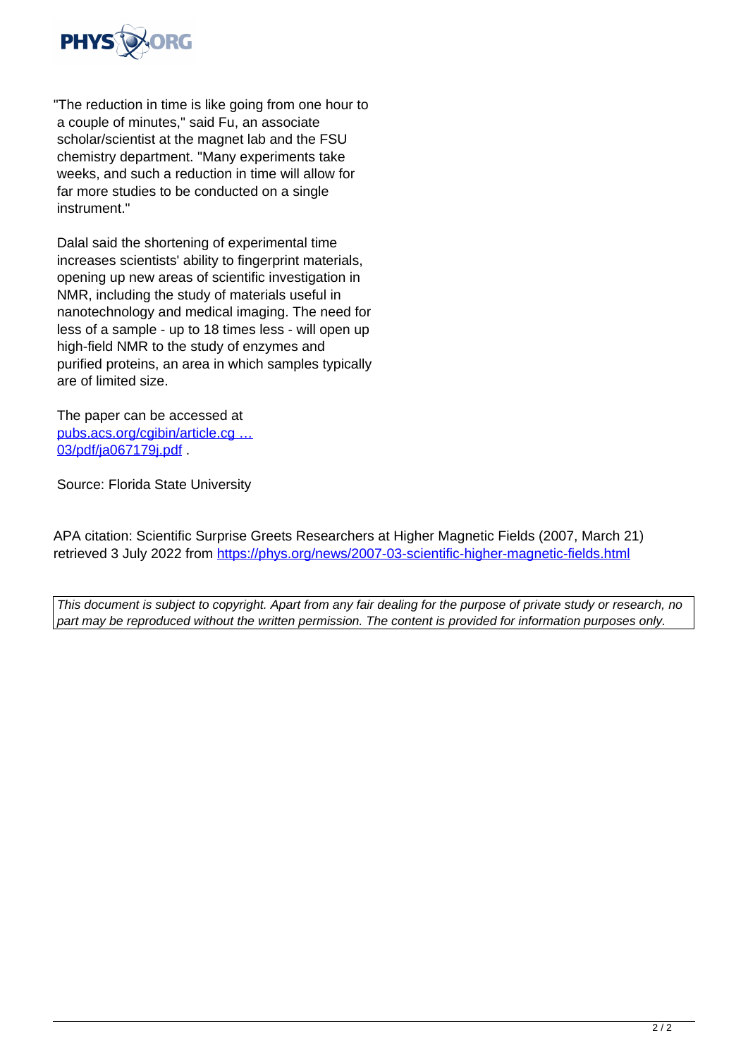"The reduction in time is like going from one hour to a couple of minutes," said Fu, an associate scholar/scientist at the magnet lab and the FSU chemistry department. "Many experiments take weeks, and such a reduction in time will allow for far more studies to be conducted on a single instrument."

Dalal said the shortening of experimental time increases scientists' ability to fingerprint materials, opening up new areas of scientific investigation in NMR, including the study of materials useful in nanotechnology and medical imaging. The need for less of a sample - up to 18 times less - will open up high-field NMR to the study of enzymes and purified proteins, an area in which samples typically are of limited size.

The paper can be accessed at pubs.acs.org/cgibin/article.cg … 03/pdf/ja067179j.pdf .

Source: Florida State University

APA citation: Scientific Surprise Greets Researchers at Higher Magnetic Fields (2007, March 21) retrieved 3 July 2022 from https://phys.org/news/2007-03-scientific-higher-magnetic-fields.html

*This document is subject to copyright. Apart from any fair dealing for the purpose of private study or research, no part may be reproduced without the written permission. The content is provided for information purposes only.*